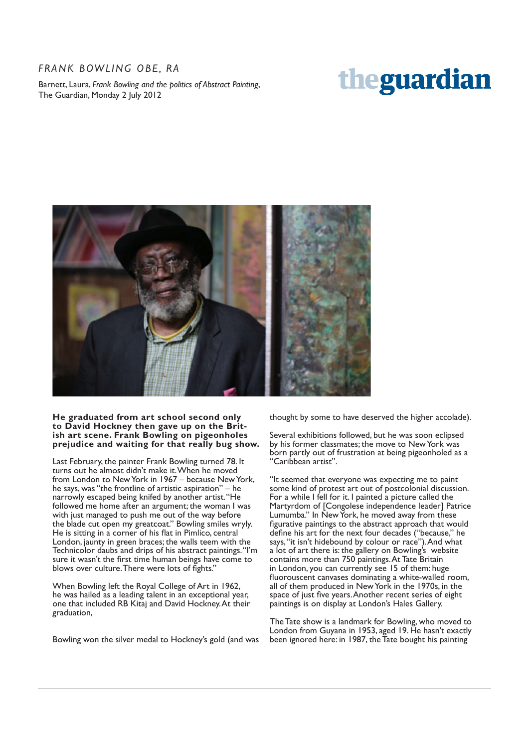*FRANK BOWLING OBE, RA*

Barnett, Laura, *Frank Bowling and the politics of Abstract Painting*, The Guardian, Monday 2 July 2012

**theguardian**

**He graduated from art school second only to David Hockney then gave up on the British art scene. Frank Bowling on pigeonholes prejudice and waiting for that really bug show.**

Last February, the painter Frank Bowling turned 78. It turns out he almost didn't make it. When he moved from London to New York in 1967 – because New York, he says, was "the frontline of artistic aspiration" – he narrowly escaped being knifed by another artist. "He followed me home after an argument; the woman I was with just managed to push me out of the way before the blade cut open my greatcoat." Bowling smiles wryly. He is sitting in a corner of his flat in Pimlico, central London, jaunty in green braces; the walls teem with the Technicolor daubs and drips of his abstract paintings. "I'm sure it wasn't the first time human beings have come to blows over culture. There were lots of fights."

When Bowling left the Royal College of Art in 1962, he was hailed as a leading talent in an exceptional year, one that included RB Kitaj and David Hockney. At their graduation,

Bowling won the silver medal to Hockney's gold (and was thought by some to have deserved the higher accolade).

Several exhibitions followed, but he was soon eclipsed by his former classmates; the move to New York was born partly out of frustration at being pigeonholed as a "Caribbean artist".

"It seemed that everyone was expecting me to paint some kind of protest art out of postcolonial discussion. For a while I fell for it. I painted a picture called the Martyrdom of [Congolese independence leader] Patrice Lumumba." In New York, he moved away from these figurative paintings to the abstract approach that would define his art for the next four decades ("because," he says, "it isn't hidebound by colour or race"). And what a lot of art there is: the gallery on Bowling's website contains more than 750 paintings. At Tate Britain in London, you can currently see 15 of them: huge fluorouscent canvases dominating a white-walled room, all of them produced in New York in the 1970s, in the space of just five years. Another recent series of eight paintings is on display at London's Hales Gallery.

The Tate show is a landmark for Bowling, who moved to London from Guyana in 1953, aged 19. He hasn't exactly been ignored here: in 1987, the Tate bought his painting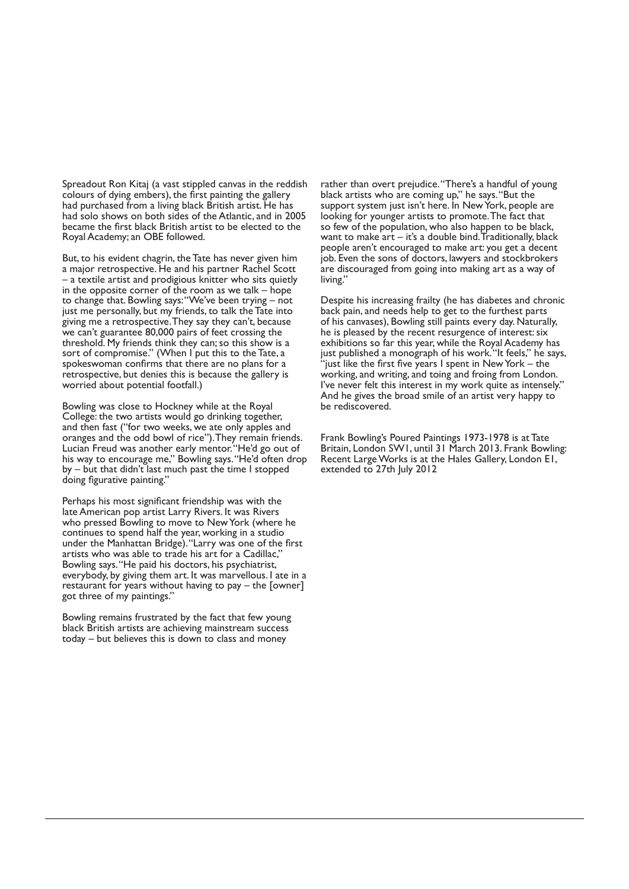Spreadout Ron Kitaj (a vast stippled canvas in the reddish colours of dying embers), the first painting the gallery had purchased from a living black British artist. He has had solo shows on both sides of the Atlantic, and in 2005 became the first black British artist to be elected to the Royal Academy; an OBE followed.

But, to his evident chagrin, the Tate has never given him a major retrospective. He and his partner Rachel Scott – a textile artist and prodigious knitter who sits quietly in the opposite corner of the room as we talk – hope to change that. Bowling says: "We've been trying – not just me personally, but my friends, to talk the Tate into giving me a retrospective. They say they can't, because we can't guarantee 80,000 pairs of feet crossing the threshold. My friends think they can; so this show is a sort of compromise." (When I put this to the Tate, a spokeswoman confirms that there are no plans for a retrospective, but denies this is because the gallery is worried about potential footfall.)

Bowling was close to Hockney while at the Royal College: the two artists would go drinking together, and then fast ("for two weeks, we ate only apples and oranges and the odd bowl of rice"). They remain friends. Lucian Freud was another early mentor. "He'd go out of his way to encourage me," Bowling says. "He'd often drop by – but that didn't last much past the time I stopped doing figurative painting."

Perhaps his most significant friendship was with the late American pop artist Larry Rivers. It was Rivers who pressed Bowling to move to New York (where he continues to spend half the year, working in a studio under the Manhattan Bridge). "Larry was one of the first artists who was able to trade his art for a Cadillac," Bowling says. "He paid his doctors, his psychiatrist, everybody, by giving them art. It was marvellous. I ate in a restaurant for years without having to pay – the [owner] got three of my paintings."

Bowling remains frustrated by the fact that few young black British artists are achieving mainstream success today – but believes this is down to class and money rather than overt prejudice. "There's a handful of young black artists who are coming up," he says. "But the support system just isn't here. In New York, people are looking for younger artists to promote. The fact that so few of the population, who also happen to be black, want to make art – it's a double bind. Traditionally, black people aren't encouraged to make art: you get a decent job. Even the sons of doctors, lawyers and stockbrokers are discouraged from going into making art as a way of living."

Despite his increasing frailty (he has diabetes and chronic back pain, and needs help to get to the furthest parts of his canvases), Bowling still paints every day. Naturally, he is pleased by the recent resurgence of interest: six exhibitions so far this year, while the Royal Academy has just published a monograph of his work. "It feels," he says, "just like the first five years I spent in New York – the working, and writing, and toing and froing from London. I've never felt this interest in my work quite as intensely." And he gives the broad smile of an artist very happy to be rediscovered.

Frank Bowling's Poured Paintings 1973-1978 is at Tate Britain, London SW1, until 31 March 2013. Frank Bowling: Recent Large Works is at the Hales Gallery, London E1, extended to 27th July 2012